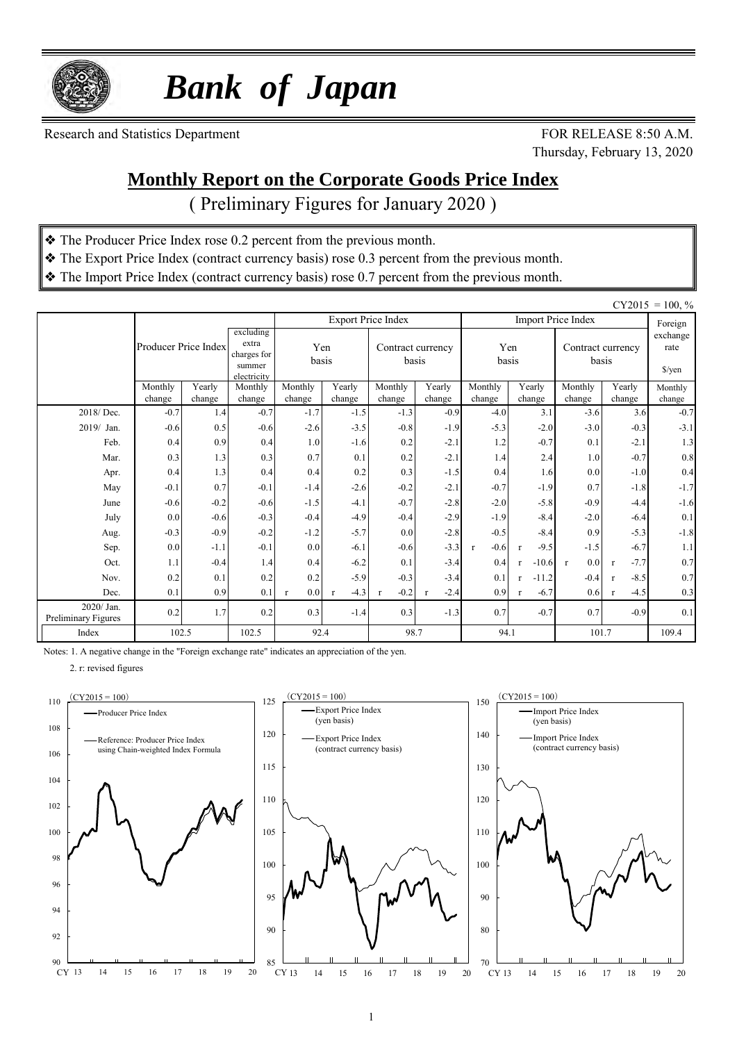# *Bank of Japan*

Research and Statistics Department

FOR RELEASE 8:50 A.M.
Thursday, February 13, 2020

## Monthly Report on the Corporate Goods Price Index

( Preliminary Figures for January 2020 )

- ❖ The Producer Price Index rose 0.2 percent from the previous month.
- ❖ The Export Price Index (contract currency basis) rose 0.3 percent from the previous month.
- ❖ The Import Price Index (contract currency basis) rose 0.7 percent from the previous month.

CY2015 = 100, %

| | Producer Price Index | | excluding extra charges for summer electricity | Export Price Index | | | | Import Price Index | | | | Foreign exchange rate |
|---|---|---|---|---|---|---|---|---|---|---|---|---|
| | | | | Yen basis | | Contract currency basis | | Yen basis | | Contract currency basis | | $/yen |
| | Monthly change | Yearly change | Monthly change | Monthly change | Yearly change | Monthly change | Yearly change | Monthly change | Yearly change | Monthly change | Yearly change | Monthly change |
| 2018/ Dec. | -0.7 | 1.4 | -0.7 | -1.7 | -1.5 | -1.3 | -0.9 | -4.0 | 3.1 | -3.6 | 3.6 | -0.7 |
| 2019/ Jan. | -0.6 | 0.5 | -0.6 | -2.6 | -3.5 | -0.8 | -1.9 | -5.3 | -2.0 | -3.0 | -0.3 | -3.1 |
| Feb. | 0.4 | 0.9 | 0.4 | 1.0 | -1.6 | 0.2 | -2.1 | 1.2 | -0.7 | 0.1 | -2.1 | 1.3 |
| Mar. | 0.3 | 1.3 | 0.3 | 0.7 | 0.1 | 0.2 | -2.1 | 1.4 | 2.4 | 1.0 | -0.7 | 0.8 |
| Apr. | 0.4 | 1.3 | 0.4 | 0.4 | 0.2 | 0.3 | -1.5 | 0.4 | 1.6 | 0.0 | -1.0 | 0.4 |
| May | -0.1 | 0.7 | -0.1 | -1.4 | -2.6 | -0.2 | -2.1 | -0.7 | -1.9 | 0.7 | -1.8 | -1.7 |
| June | -0.6 | -0.2 | -0.6 | -1.5 | -4.1 | -0.7 | -2.8 | -2.0 | -5.8 | -0.9 | -4.4 | -1.6 |
| July | 0.0 | -0.6 | -0.3 | -0.4 | -4.9 | -0.4 | -2.9 | -1.9 | -8.4 | -2.0 | -6.4 | 0.1 |
| Aug. | -0.3 | -0.9 | -0.2 | -1.2 | -5.7 | 0.0 | -2.8 | -0.5 | -8.4 | 0.9 | -5.3 | -1.8 |
| Sep. | 0.0 | -1.1 | -0.1 | 0.0 | -6.1 | -0.6 | -3.3 | r -0.6 | r -9.5 | -1.5 | -6.7 | 1.1 |
| Oct. | 1.1 | -0.4 | 1.4 | 0.4 | -6.2 | 0.1 | -3.4 | 0.4 | r -10.6 | r 0.0 | r -7.7 | 0.7 |
| Nov. | 0.2 | 0.1 | 0.2 | 0.2 | -5.9 | -0.3 | -3.4 | 0.1 | r -11.2 | -0.4 | r -8.5 | 0.7 |
| Dec. | 0.1 | 0.9 | 0.1 | r 0.0 | r -4.3 | r -0.2 | r -2.4 | 0.9 | r -6.7 | 0.6 | r -4.5 | 0.3 |
| 2020/ Jan. Preliminary Figures | 0.2 | 1.7 | 0.2 | 0.3 | -1.4 | 0.3 | -1.3 | 0.7 | -0.7 | 0.7 | -0.9 | 0.1 |
| Index | 102.5 | | 102.5 | 92.4 | | 98.7 | | 94.1 | | 101.7 | | 109.4 |

Notes: 1. A negative change in the "Foreign exchange rate" indicates an appreciation of the yen.

2. r: revised figures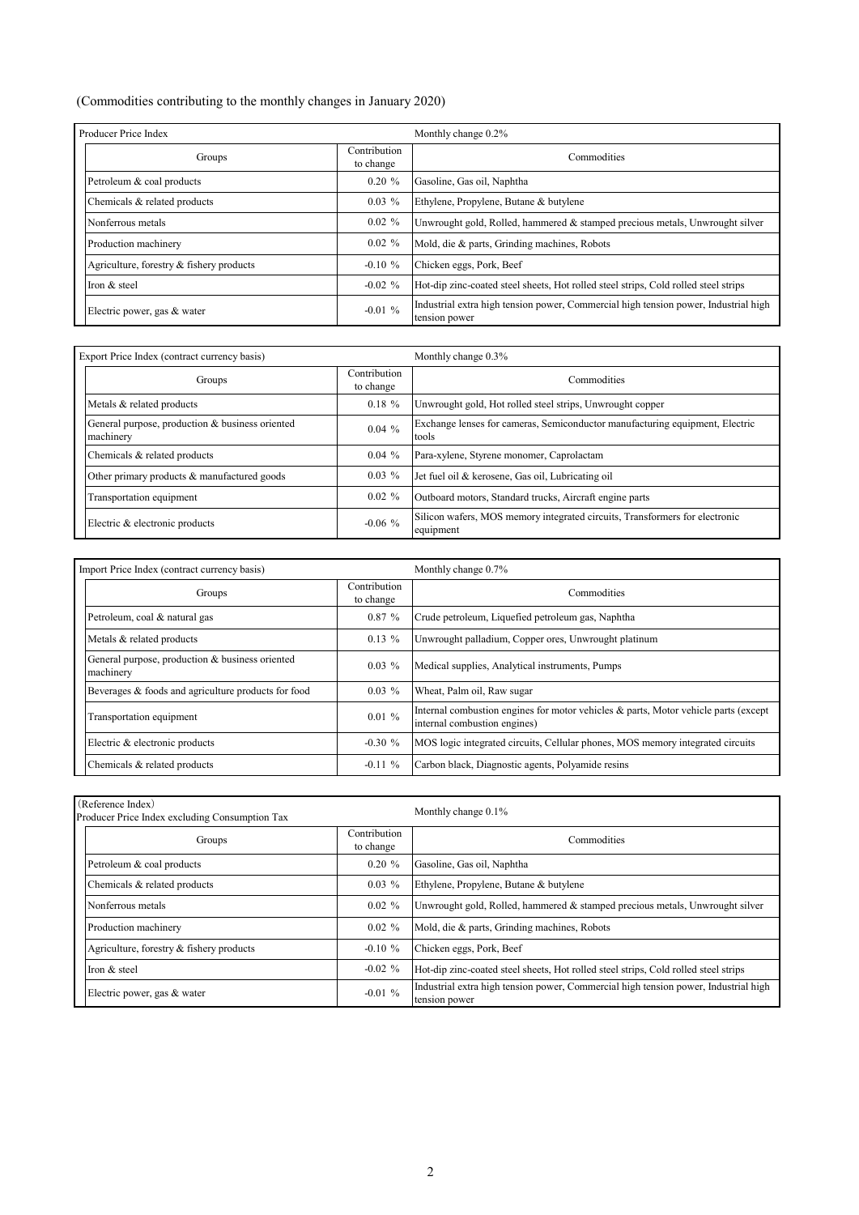(Commodities contributing to the monthly changes in January 2020)

| Producer Price Index | | Monthly change 0.2% |
|---|---|---|
| Groups | Contribution to change | Commodities |
| Petroleum & coal products | 0.20 % | Gasoline, Gas oil, Naphtha |
| Chemicals & related products | 0.03 % | Ethylene, Propylene, Butane & butylene |
| Nonferrous metals | 0.02 % | Unwrought gold, Rolled, hammered & stamped precious metals, Unwrought silver |
| Production machinery | 0.02 % | Mold, die & parts, Grinding machines, Robots |
| Agriculture, forestry & fishery products | -0.10 % | Chicken eggs, Pork, Beef |
| Iron & steel | -0.02 % | Hot-dip zinc-coated steel sheets, Hot rolled steel strips, Cold rolled steel strips |
| Electric power, gas & water | -0.01 % | Industrial extra high tension power, Commercial high tension power, Industrial high tension power |

| Export Price Index (contract currency basis) | | Monthly change 0.3% |
|---|---|---|
| Groups | Contribution to change | Commodities |
| Metals & related products | 0.18 % | Unwrought gold, Hot rolled steel strips, Unwrought copper |
| General purpose, production & business oriented machinery | 0.04 % | Exchange lenses for cameras, Semiconductor manufacturing equipment, Electric tools |
| Chemicals & related products | 0.04 % | Para-xylene, Styrene monomer, Caprolactam |
| Other primary products & manufactured goods | 0.03 % | Jet fuel oil & kerosene, Gas oil, Lubricating oil |
| Transportation equipment | 0.02 % | Outboard motors, Standard trucks, Aircraft engine parts |
| Electric & electronic products | -0.06 % | Silicon wafers, MOS memory integrated circuits, Transformers for electronic equipment |

| Import Price Index (contract currency basis) | | Monthly change 0.7% |
|---|---|---|
| Groups | Contribution to change | Commodities |
| Petroleum, coal & natural gas | 0.87 % | Crude petroleum, Liquefied petroleum gas, Naphtha |
| Metals & related products | 0.13 % | Unwrought palladium, Copper ores, Unwrought platinum |
| General purpose, production & business oriented machinery | 0.03 % | Medical supplies, Analytical instruments, Pumps |
| Beverages & foods and agriculture products for food | 0.03 % | Wheat, Palm oil, Raw sugar |
| Transportation equipment | 0.01 % | Internal combustion engines for motor vehicles & parts, Motor vehicle parts (except internal combustion engines) |
| Electric & electronic products | -0.30 % | MOS logic integrated circuits, Cellular phones, MOS memory integrated circuits |
| Chemicals & related products | -0.11 % | Carbon black, Diagnostic agents, Polyamide resins |

| (Reference Index) Producer Price Index excluding Consumption Tax | | Monthly change 0.1% |
|---|---|---|
| Groups | Contribution to change | Commodities |
| Petroleum & coal products | 0.20 % | Gasoline, Gas oil, Naphtha |
| Chemicals & related products | 0.03 % | Ethylene, Propylene, Butane & butylene |
| Nonferrous metals | 0.02 % | Unwrought gold, Rolled, hammered & stamped precious metals, Unwrought silver |
| Production machinery | 0.02 % | Mold, die & parts, Grinding machines, Robots |
| Agriculture, forestry & fishery products | -0.10 % | Chicken eggs, Pork, Beef |
| Iron & steel | -0.02 % | Hot-dip zinc-coated steel sheets, Hot rolled steel strips, Cold rolled steel strips |
| Electric power, gas & water | -0.01 % | Industrial extra high tension power, Commercial high tension power, Industrial high tension power |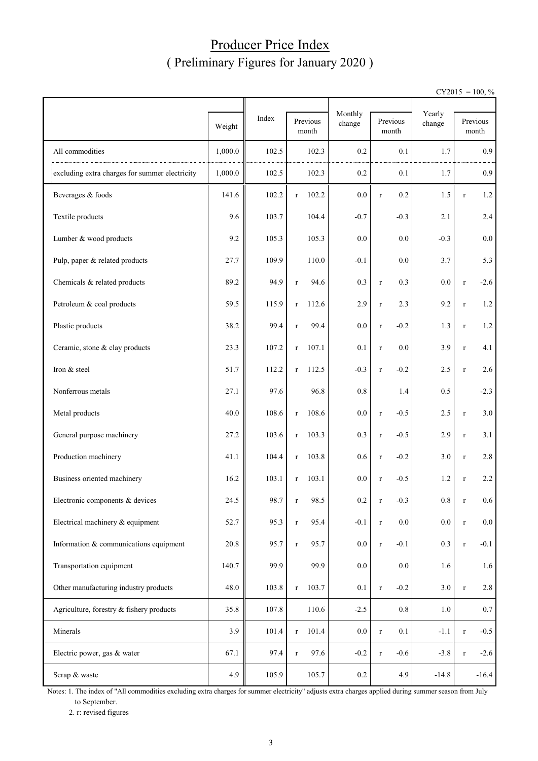# Producer Price Index
## ( Preliminary Figures for January 2020 )

CY2015 = 100, %

| | Weight | Index | Previous month | Monthly change | Previous month | Yearly change | Previous month |
|---|---|---|---|---|---|---|---|
| All commodities | 1,000.0 | 102.5 | 102.3 | 0.2 | 0.1 | 1.7 | 0.9 |
| excluding extra charges for summer electricity | 1,000.0 | 102.5 | 102.3 | 0.2 | 0.1 | 1.7 | 0.9 |
| Beverages & foods | 141.6 | 102.2 | r 102.2 | 0.0 | r 0.2 | 1.5 | r 1.2 |
| Textile products | 9.6 | 103.7 | 104.4 | -0.7 | -0.3 | 2.1 | 2.4 |
| Lumber & wood products | 9.2 | 105.3 | 105.3 | 0.0 | 0.0 | -0.3 | 0.0 |
| Pulp, paper & related products | 27.7 | 109.9 | 110.0 | -0.1 | 0.0 | 3.7 | 5.3 |
| Chemicals & related products | 89.2 | 94.9 | r 94.6 | 0.3 | r 0.3 | 0.0 | r -2.6 |
| Petroleum & coal products | 59.5 | 115.9 | r 112.6 | 2.9 | r 2.3 | 9.2 | r 1.2 |
| Plastic products | 38.2 | 99.4 | r 99.4 | 0.0 | r -0.2 | 1.3 | r 1.2 |
| Ceramic, stone & clay products | 23.3 | 107.2 | r 107.1 | 0.1 | r 0.0 | 3.9 | r 4.1 |
| Iron & steel | 51.7 | 112.2 | r 112.5 | -0.3 | r -0.2 | 2.5 | r 2.6 |
| Nonferrous metals | 27.1 | 97.6 | 96.8 | 0.8 | 1.4 | 0.5 | -2.3 |
| Metal products | 40.0 | 108.6 | r 108.6 | 0.0 | r -0.5 | 2.5 | r 3.0 |
| General purpose machinery | 27.2 | 103.6 | r 103.3 | 0.3 | r -0.5 | 2.9 | r 3.1 |
| Production machinery | 41.1 | 104.4 | r 103.8 | 0.6 | r -0.2 | 3.0 | r 2.8 |
| Business oriented machinery | 16.2 | 103.1 | r 103.1 | 0.0 | r -0.5 | 1.2 | r 2.2 |
| Electronic components & devices | 24.5 | 98.7 | r 98.5 | 0.2 | r -0.3 | 0.8 | r 0.6 |
| Electrical machinery & equipment | 52.7 | 95.3 | r 95.4 | -0.1 | r 0.0 | 0.0 | r 0.0 |
| Information & communications equipment | 20.8 | 95.7 | r 95.7 | 0.0 | r -0.1 | 0.3 | r -0.1 |
| Transportation equipment | 140.7 | 99.9 | 99.9 | 0.0 | 0.0 | 1.6 | 1.6 |
| Other manufacturing industry products | 48.0 | 103.8 | r 103.7 | 0.1 | r -0.2 | 3.0 | r 2.8 |
| Agriculture, forestry & fishery products | 35.8 | 107.8 | 110.6 | -2.5 | 0.8 | 1.0 | 0.7 |
| Minerals | 3.9 | 101.4 | r 101.4 | 0.0 | r 0.1 | -1.1 | r -0.5 |
| Electric power, gas & water | 67.1 | 97.4 | r 97.6 | -0.2 | r -0.6 | -3.8 | r -2.6 |
| Scrap & waste | 4.9 | 105.9 | 105.7 | 0.2 | 4.9 | -14.8 | -16.4 |

Notes: 1. The index of "All commodities excluding extra charges for summer electricity" adjusts extra charges applied during summer season from July to September.

2. r: revised figures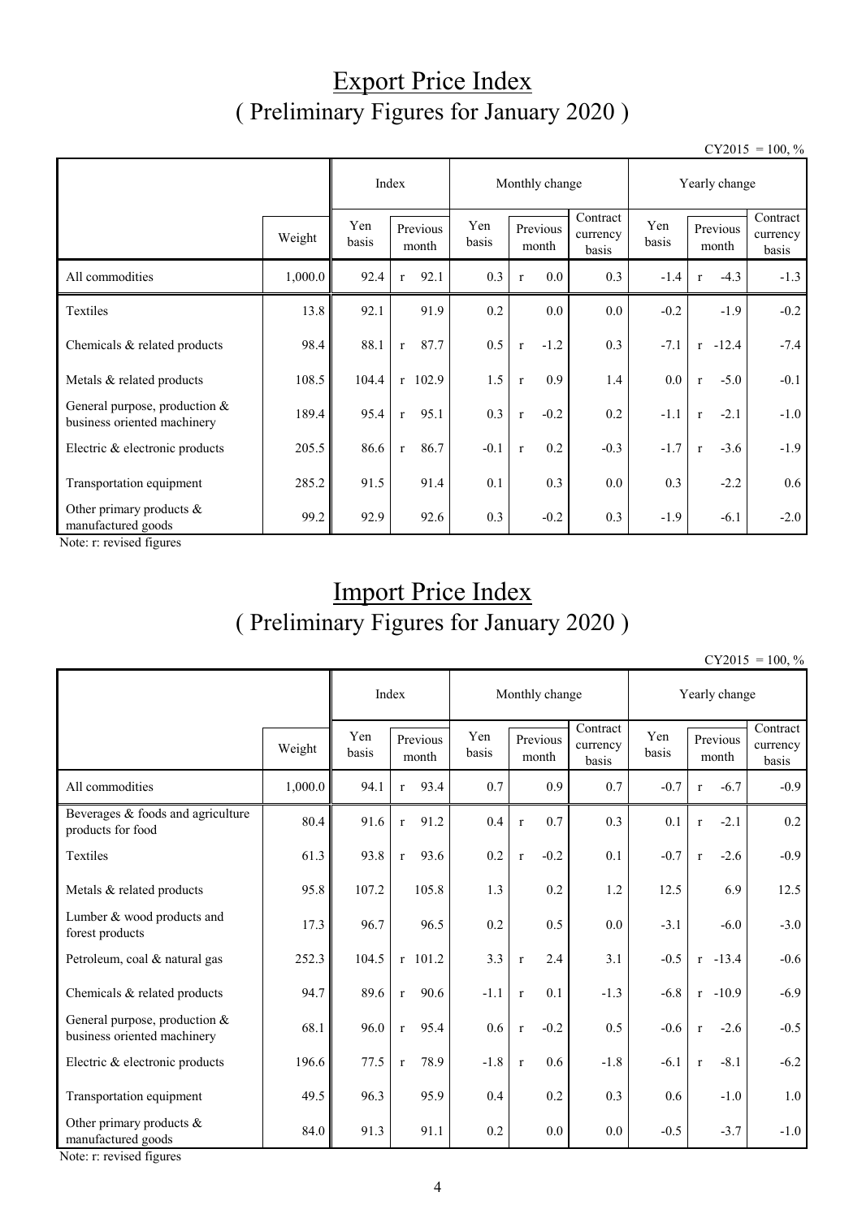# Export Price Index
## ( Preliminary Figures for January 2020 )

CY2015 = 100, %

| | | Index | | Monthly change | | | Yearly change | | |
|---|---|---|---|---|---|---|---|---|---|
| | Weight | Yen basis | Previous month | Yen basis | Previous month | Contract currency basis | Yen basis | Previous month | Contract currency basis |
| All commodities | 1,000.0 | 92.4 | r 92.1 | 0.3 | r 0.0 | 0.3 | -1.4 | r -4.3 | -1.3 |
| Textiles | 13.8 | 92.1 | 91.9 | 0.2 | 0.0 | 0.0 | -0.2 | -1.9 | -0.2 |
| Chemicals & related products | 98.4 | 88.1 | r 87.7 | 0.5 | r -1.2 | 0.3 | -7.1 | r -12.4 | -7.4 |
| Metals & related products | 108.5 | 104.4 | r 102.9 | 1.5 | r 0.9 | 1.4 | 0.0 | r -5.0 | -0.1 |
| General purpose, production & business oriented machinery | 189.4 | 95.4 | r 95.1 | 0.3 | r -0.2 | 0.2 | -1.1 | r -2.1 | -1.0 |
| Electric & electronic products | 205.5 | 86.6 | r 86.7 | -0.1 | r 0.2 | -0.3 | -1.7 | r -3.6 | -1.9 |
| Transportation equipment | 285.2 | 91.5 | 91.4 | 0.1 | 0.3 | 0.0 | 0.3 | -2.2 | 0.6 |
| Other primary products & manufactured goods | 99.2 | 92.9 | 92.6 | 0.3 | -0.2 | 0.3 | -1.9 | -6.1 | -2.0 |

Note: r: revised figures

# Import Price Index
## ( Preliminary Figures for January 2020 )

CY2015 = 100, %

| | | Index | | Monthly change | | | Yearly change | | |
|---|---|---|---|---|---|---|---|---|---|
| | Weight | Yen basis | Previous month | Yen basis | Previous month | Contract currency basis | Yen basis | Previous month | Contract currency basis |
| All commodities | 1,000.0 | 94.1 | r 93.4 | 0.7 | 0.9 | 0.7 | -0.7 | r -6.7 | -0.9 |
| Beverages & foods and agriculture products for food | 80.4 | 91.6 | r 91.2 | 0.4 | r 0.7 | 0.3 | 0.1 | r -2.1 | 0.2 |
| Textiles | 61.3 | 93.8 | r 93.6 | 0.2 | r -0.2 | 0.1 | -0.7 | r -2.6 | -0.9 |
| Metals & related products | 95.8 | 107.2 | 105.8 | 1.3 | 0.2 | 1.2 | 12.5 | 6.9 | 12.5 |
| Lumber & wood products and forest products | 17.3 | 96.7 | 96.5 | 0.2 | 0.5 | 0.0 | -3.1 | -6.0 | -3.0 |
| Petroleum, coal & natural gas | 252.3 | 104.5 | r 101.2 | 3.3 | r 2.4 | 3.1 | -0.5 | r -13.4 | -0.6 |
| Chemicals & related products | 94.7 | 89.6 | r 90.6 | -1.1 | r 0.1 | -1.3 | -6.8 | r -10.9 | -6.9 |
| General purpose, production & business oriented machinery | 68.1 | 96.0 | r 95.4 | 0.6 | r -0.2 | 0.5 | -0.6 | r -2.6 | -0.5 |
| Electric & electronic products | 196.6 | 77.5 | r 78.9 | -1.8 | r 0.6 | -1.8 | -6.1 | r -8.1 | -6.2 |
| Transportation equipment | 49.5 | 96.3 | 95.9 | 0.4 | 0.2 | 0.3 | 0.6 | -1.0 | 1.0 |
| Other primary products & manufactured goods | 84.0 | 91.3 | 91.1 | 0.2 | 0.0 | 0.0 | -0.5 | -3.7 | -1.0 |

Note: r: revised figures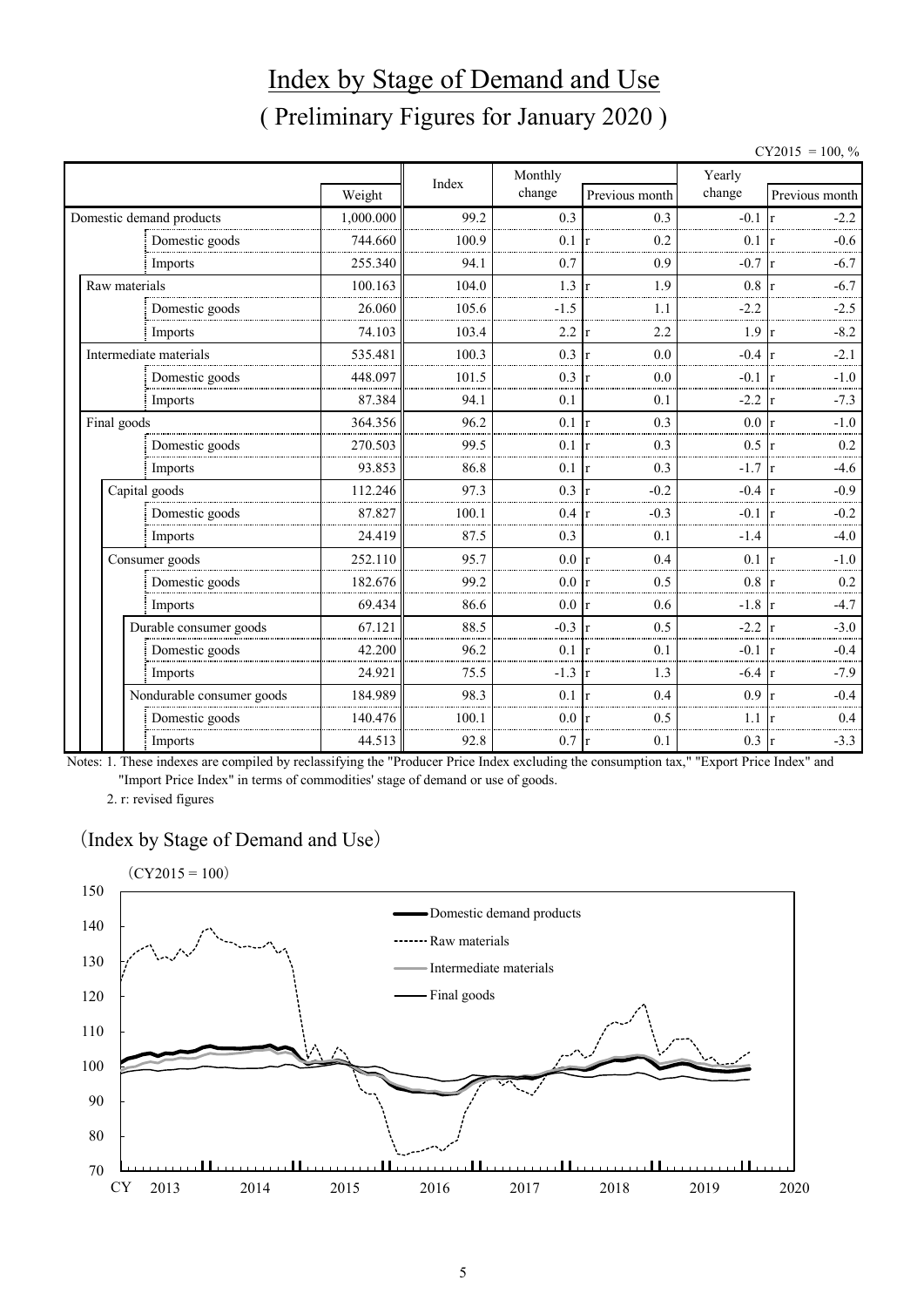# Index by Stage of Demand and Use

## ( Preliminary Figures for January 2020 )

CY2015 = 100, %

| | Weight | Index | Monthly change | Previous month | Yearly change | Previous month |
|---|---|---|---|---|---|---|
| Domestic demand products | 1,000.000 | 99.2 | 0.3 | 0.3 | -0.1 | r -2.2 |
| Domestic goods | 744.660 | 100.9 | 0.1 | r 0.2 | 0.1 | r -0.6 |
| Imports | 255.340 | 94.1 | 0.7 | 0.9 | -0.7 | r -6.7 |
| Raw materials | 100.163 | 104.0 | 1.3 | r 1.9 | 0.8 | r -6.7 |
| Domestic goods | 26.060 | 105.6 | -1.5 | 1.1 | -2.2 | -2.5 |
| Imports | 74.103 | 103.4 | 2.2 | r 2.2 | 1.9 | r -8.2 |
| Intermediate materials | 535.481 | 100.3 | 0.3 | r 0.0 | -0.4 | r -2.1 |
| Domestic goods | 448.097 | 101.5 | 0.3 | r 0.0 | -0.1 | r -1.0 |
| Imports | 87.384 | 94.1 | 0.1 | 0.1 | -2.2 | r -7.3 |
| Final goods | 364.356 | 96.2 | 0.1 | r 0.3 | 0.0 | r -1.0 |
| Domestic goods | 270.503 | 99.5 | 0.1 | r 0.3 | 0.5 | r 0.2 |
| Imports | 93.853 | 86.8 | 0.1 | r 0.3 | -1.7 | r -4.6 |
| Capital goods | 112.246 | 97.3 | 0.3 | r -0.2 | -0.4 | r -0.9 |
| Domestic goods | 87.827 | 100.1 | 0.4 | r -0.3 | -0.1 | r -0.2 |
| Imports | 24.419 | 87.5 | 0.3 | 0.1 | -1.4 | -4.0 |
| Consumer goods | 252.110 | 95.7 | 0.0 | r 0.4 | 0.1 | r -1.0 |
| Domestic goods | 182.676 | 99.2 | 0.0 | r 0.5 | 0.8 | r 0.2 |
| Imports | 69.434 | 86.6 | 0.0 | r 0.6 | -1.8 | r -4.7 |
| Durable consumer goods | 67.121 | 88.5 | -0.3 | r 0.5 | -2.2 | r -3.0 |
| Domestic goods | 42.200 | 96.2 | 0.1 | r 0.1 | -0.1 | r -0.4 |
| Imports | 24.921 | 75.5 | -1.3 | r 1.3 | -6.4 | r -7.9 |
| Nondurable consumer goods | 184.989 | 98.3 | 0.1 | r 0.4 | 0.9 | r -0.4 |
| Domestic goods | 140.476 | 100.1 | 0.0 | r 0.5 | 1.1 | r 0.4 |
| Imports | 44.513 | 92.8 | 0.7 | r 0.1 | 0.3 | r -3.3 |

Notes: 1. These indexes are compiled by reclassifying the "Producer Price Index excluding the consumption tax," "Export Price Index" and "Import Price Index" in terms of commodities' stage of demand or use of goods.

2. r: revised figures

(Index by Stage of Demand and Use)

(CY2015 = 100)

Domestic demand products
Raw materials
Intermediate materials
Final goods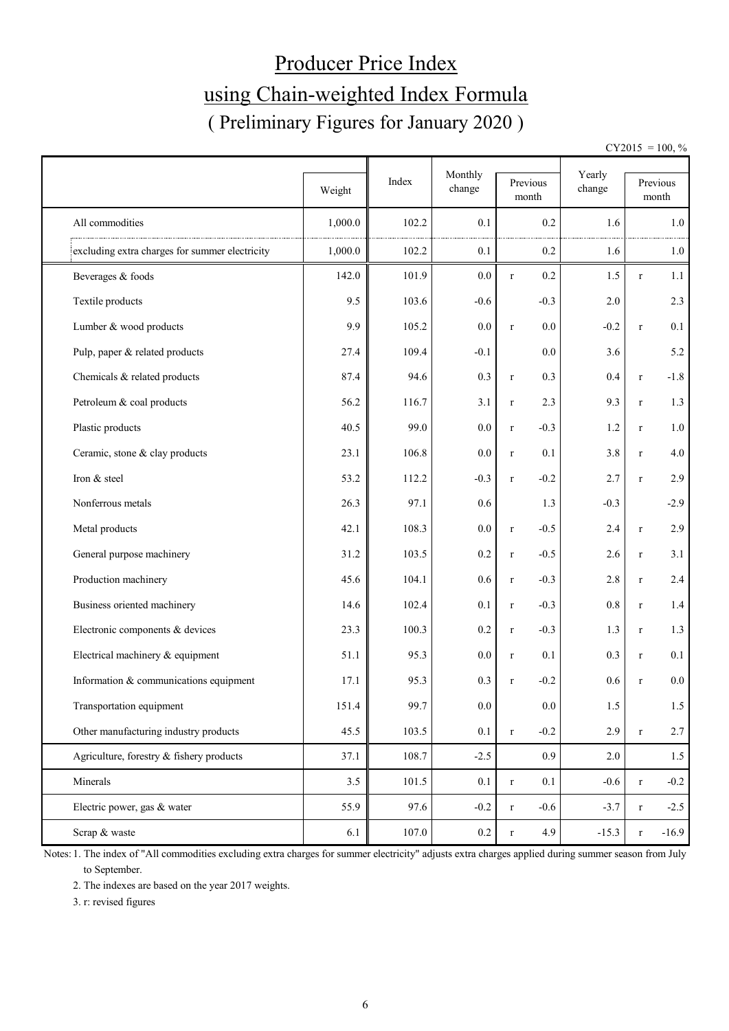# Producer Price Index

## using Chain-weighted Index Formula

### ( Preliminary Figures for January 2020 )

CY2015 = 100, %

| | Weight | Index | Monthly change | Previous month | | Yearly change | Previous month | |
|---|---|---|---|---|---|---|---|---|
| All commodities | 1,000.0 | 102.2 | 0.1 | | 0.2 | 1.6 | | 1.0 |
| excluding extra charges for summer electricity | 1,000.0 | 102.2 | 0.1 | | 0.2 | 1.6 | | 1.0 |
| Beverages & foods | 142.0 | 101.9 | 0.0 | r | 0.2 | 1.5 | r | 1.1 |
| Textile products | 9.5 | 103.6 | -0.6 | | -0.3 | 2.0 | | 2.3 |
| Lumber & wood products | 9.9 | 105.2 | 0.0 | r | 0.0 | -0.2 | r | 0.1 |
| Pulp, paper & related products | 27.4 | 109.4 | -0.1 | | 0.0 | 3.6 | | 5.2 |
| Chemicals & related products | 87.4 | 94.6 | 0.3 | r | 0.3 | 0.4 | r | -1.8 |
| Petroleum & coal products | 56.2 | 116.7 | 3.1 | r | 2.3 | 9.3 | r | 1.3 |
| Plastic products | 40.5 | 99.0 | 0.0 | r | -0.3 | 1.2 | r | 1.0 |
| Ceramic, stone & clay products | 23.1 | 106.8 | 0.0 | r | 0.1 | 3.8 | r | 4.0 |
| Iron & steel | 53.2 | 112.2 | -0.3 | r | -0.2 | 2.7 | r | 2.9 |
| Nonferrous metals | 26.3 | 97.1 | 0.6 | | 1.3 | -0.3 | | -2.9 |
| Metal products | 42.1 | 108.3 | 0.0 | r | -0.5 | 2.4 | r | 2.9 |
| General purpose machinery | 31.2 | 103.5 | 0.2 | r | -0.5 | 2.6 | r | 3.1 |
| Production machinery | 45.6 | 104.1 | 0.6 | r | -0.3 | 2.8 | r | 2.4 |
| Business oriented machinery | 14.6 | 102.4 | 0.1 | r | -0.3 | 0.8 | r | 1.4 |
| Electronic components & devices | 23.3 | 100.3 | 0.2 | r | -0.3 | 1.3 | r | 1.3 |
| Electrical machinery & equipment | 51.1 | 95.3 | 0.0 | r | 0.1 | 0.3 | r | 0.1 |
| Information & communications equipment | 17.1 | 95.3 | 0.3 | r | -0.2 | 0.6 | r | 0.0 |
| Transportation equipment | 151.4 | 99.7 | 0.0 | | 0.0 | 1.5 | | 1.5 |
| Other manufacturing industry products | 45.5 | 103.5 | 0.1 | r | -0.2 | 2.9 | r | 2.7 |
| Agriculture, forestry & fishery products | 37.1 | 108.7 | -2.5 | | 0.9 | 2.0 | | 1.5 |
| Minerals | 3.5 | 101.5 | 0.1 | r | 0.1 | -0.6 | r | -0.2 |
| Electric power, gas & water | 55.9 | 97.6 | -0.2 | r | -0.6 | -3.7 | r | -2.5 |
| Scrap & waste | 6.1 | 107.0 | 0.2 | r | 4.9 | -15.3 | r | -16.9 |

Notes: 1. The index of "All commodities excluding extra charges for summer electricity" adjusts extra charges applied during summer season from July to September.

2. The indexes are based on the year 2017 weights.

3. r: revised figures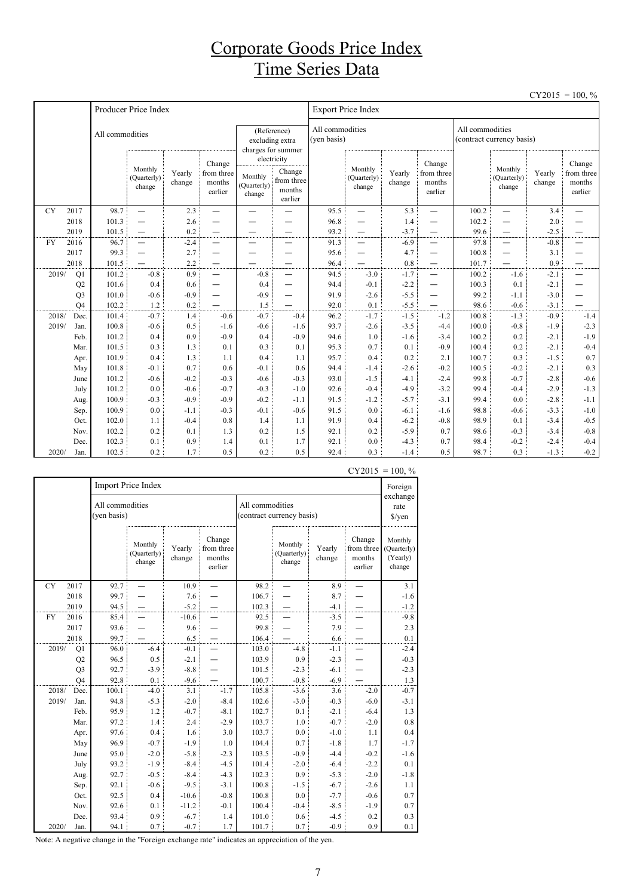# Corporate Goods Price Index
# Time Series Data

CY2015 = 100, %

| | | Producer Price Index | | | | | | Export Price Index | | | | | | | |
|---|---|---|---|---|---|---|---|---|---|---|---|---|---|---|---|
| | | All commodities | | | | (Reference) excluding extra charges for summer electricity | | All commodities (yen basis) | | | | All commodities (contract currency basis) | | | |
| | | | Monthly (Quarterly) change | Yearly change | Change from three months earlier | Monthly (Quarterly) change | Change from three months earlier | | Monthly (Quarterly) change | Yearly change | Change from three months earlier | | Monthly (Quarterly) change | Yearly change | Change from three months earlier |
| CY | 2017 | 98.7 | — | 2.3 | — | — | — | 95.5 | — | 5.3 | — | 100.2 | — | 3.4 | — |
| | 2018 | 101.3 | — | 2.6 | — | — | — | 96.8 | — | 1.4 | — | 102.2 | — | 2.0 | — |
| | 2019 | 101.5 | — | 0.2 | — | — | — | 93.2 | — | -3.7 | — | 99.6 | — | -2.5 | — |
| FY | 2016 | 96.7 | — | -2.4 | — | — | — | 91.3 | — | -6.9 | — | 97.8 | — | -0.8 | — |
| | 2017 | 99.3 | — | 2.7 | — | — | — | 95.6 | — | 4.7 | — | 100.8 | — | 3.1 | — |
| | 2018 | 101.5 | — | 2.2 | — | — | — | 96.4 | — | 0.8 | — | 101.7 | — | 0.9 | — |
| 2019/ | Q1 | 101.2 | -0.8 | 0.9 | — | -0.8 | — | 94.5 | -3.0 | -1.7 | — | 100.2 | -1.6 | -2.1 | — |
| | Q2 | 101.6 | 0.4 | 0.6 | — | 0.4 | — | 94.4 | -0.1 | -2.2 | — | 100.3 | 0.1 | -2.1 | — |
| | Q3 | 101.0 | -0.6 | -0.9 | — | -0.9 | — | 91.9 | -2.6 | -5.5 | — | 99.2 | -1.1 | -3.0 | — |
| | Q4 | 102.2 | 1.2 | 0.2 | — | 1.5 | — | 92.0 | 0.1 | -5.5 | — | 98.6 | -0.6 | -3.1 | — |
| 2018/ | Dec. | 101.4 | -0.7 | 1.4 | -0.6 | -0.7 | -0.4 | 96.2 | -1.7 | -1.5 | -1.2 | 100.8 | -1.3 | -0.9 | -1.4 |
| 2019/ | Jan. | 100.8 | -0.6 | 0.5 | -1.6 | -0.6 | -1.6 | 93.7 | -2.6 | -3.5 | -4.4 | 100.0 | -0.8 | -1.9 | -2.3 |
| | Feb. | 101.2 | 0.4 | 0.9 | -0.9 | 0.4 | -0.9 | 94.6 | 1.0 | -1.6 | -3.4 | 100.2 | 0.2 | -2.1 | -1.9 |
| | Mar. | 101.5 | 0.3 | 1.3 | 0.1 | 0.3 | 0.1 | 95.3 | 0.7 | 0.1 | -0.9 | 100.4 | 0.2 | -2.1 | -0.4 |
| | Apr. | 101.9 | 0.4 | 1.3 | 1.1 | 0.4 | 1.1 | 95.7 | 0.4 | 0.2 | 2.1 | 100.7 | 0.3 | -1.5 | 0.7 |
| | May | 101.8 | -0.1 | 0.7 | 0.6 | -0.1 | 0.6 | 94.4 | -1.4 | -2.6 | -0.2 | 100.5 | -0.2 | -2.1 | 0.3 |
| | June | 101.2 | -0.6 | -0.2 | -0.3 | -0.6 | -0.3 | 93.0 | -1.5 | -4.1 | -2.4 | 99.8 | -0.7 | -2.8 | -0.6 |
| | July | 101.2 | 0.0 | -0.6 | -0.7 | -0.3 | -1.0 | 92.6 | -0.4 | -4.9 | -3.2 | 99.4 | -0.4 | -2.9 | -1.3 |
| | Aug. | 100.9 | -0.3 | -0.9 | -0.9 | -0.2 | -1.1 | 91.5 | -1.2 | -5.7 | -3.1 | 99.4 | 0.0 | -2.8 | -1.1 |
| | Sep. | 100.9 | 0.0 | -1.1 | -0.3 | -0.1 | -0.6 | 91.5 | 0.0 | -6.1 | -1.6 | 98.8 | -0.6 | -3.3 | -1.0 |
| | Oct. | 102.0 | 1.1 | -0.4 | 0.8 | 1.4 | 1.1 | 91.9 | 0.4 | -6.2 | -0.8 | 98.9 | 0.1 | -3.4 | -0.5 |
| | Nov. | 102.2 | 0.2 | 0.1 | 1.3 | 0.2 | 1.5 | 92.1 | 0.2 | -5.9 | 0.7 | 98.6 | -0.3 | -3.4 | -0.8 |
| | Dec. | 102.3 | 0.1 | 0.9 | 1.4 | 0.1 | 1.7 | 92.1 | 0.0 | -4.3 | 0.7 | 98.4 | -0.2 | -2.4 | -0.4 |
| 2020/ | Jan. | 102.5 | 0.2 | 1.7 | 0.5 | 0.2 | 0.5 | 92.4 | 0.3 | -1.4 | 0.5 | 98.7 | 0.3 | -1.3 | -0.2 |

CY2015 = 100, %

| | | Import Price Index | | | | | | | | Foreign exchange rate $/yen |
|---|---|---|---|---|---|---|---|---|---|---|
| | | All commodities (yen basis) | | | | All commodities (contract currency basis) | | | | |
| | | | Monthly (Quarterly) change | Yearly change | Change from three months earlier | | Monthly (Quarterly) change | Yearly change | Change from three months earlier | Monthly (Quarterly) (Yearly) change |
| CY | 2017 | 92.7 | — | 10.9 | — | 98.2 | — | 8.9 | — | 3.1 |
| | 2018 | 99.7 | — | 7.6 | — | 106.7 | — | 8.7 | — | -1.6 |
| | 2019 | 94.5 | — | -5.2 | — | 102.3 | — | -4.1 | — | -1.2 |
| FY | 2016 | 85.4 | — | -10.6 | — | 92.5 | — | -3.5 | — | -9.8 |
| | 2017 | 93.6 | — | 9.6 | — | 99.8 | — | 7.9 | — | 2.3 |
| | 2018 | 99.7 | — | 6.5 | — | 106.4 | — | 6.6 | — | 0.1 |
| 2019/ | Q1 | 96.0 | -6.4 | -0.1 | — | 103.0 | -4.8 | -1.1 | — | -2.4 |
| | Q2 | 96.5 | 0.5 | -2.1 | — | 103.9 | 0.9 | -2.3 | — | -0.3 |
| | Q3 | 92.7 | -3.9 | -8.8 | — | 101.5 | -2.3 | -6.1 | — | -2.3 |
| | Q4 | 92.8 | 0.1 | -9.6 | — | 100.7 | -0.8 | -6.9 | — | 1.3 |
| 2018/ | Dec. | 100.1 | -4.0 | 3.1 | -1.7 | 105.8 | -3.6 | 3.6 | -2.0 | -0.7 |
| 2019/ | Jan. | 94.8 | -5.3 | -2.0 | -8.4 | 102.6 | -3.0 | -0.3 | -6.0 | -3.1 |
| | Feb. | 95.9 | 1.2 | -0.7 | -8.1 | 102.7 | 0.1 | -2.1 | -6.4 | 1.3 |
| | Mar. | 97.2 | 1.4 | 2.4 | -2.9 | 103.7 | 1.0 | -0.7 | -2.0 | 0.8 |
| | Apr. | 97.6 | 0.4 | 1.6 | 3.0 | 103.7 | 0.0 | -1.0 | 1.1 | 0.4 |
| | May | 96.9 | -0.7 | -1.9 | 1.0 | 104.4 | 0.7 | -1.8 | 1.7 | -1.7 |
| | June | 95.0 | -2.0 | -5.8 | -2.3 | 103.5 | -0.9 | -4.4 | -0.2 | -1.6 |
| | July | 93.2 | -1.9 | -8.4 | -4.5 | 101.4 | -2.0 | -6.4 | -2.2 | 0.1 |
| | Aug. | 92.7 | -0.5 | -8.4 | -4.3 | 102.3 | 0.9 | -5.3 | -2.0 | -1.8 |
| | Sep. | 92.1 | -0.6 | -9.5 | -3.1 | 100.8 | -1.5 | -6.7 | -2.6 | 1.1 |
| | Oct. | 92.5 | 0.4 | -10.6 | -0.8 | 100.8 | 0.0 | -7.7 | -0.6 | 0.7 |
| | Nov. | 92.6 | 0.1 | -11.2 | -0.1 | 100.4 | -0.4 | -8.5 | -1.9 | 0.7 |
| | Dec. | 93.4 | 0.9 | -6.7 | 1.4 | 101.0 | 0.6 | -4.5 | 0.2 | 0.3 |
| 2020/ | Jan. | 94.1 | 0.7 | -0.7 | 1.7 | 101.7 | 0.7 | -0.9 | 0.9 | 0.1 |

Note: A negative change in the "Foreign exchange rate" indicates an appreciation of the yen.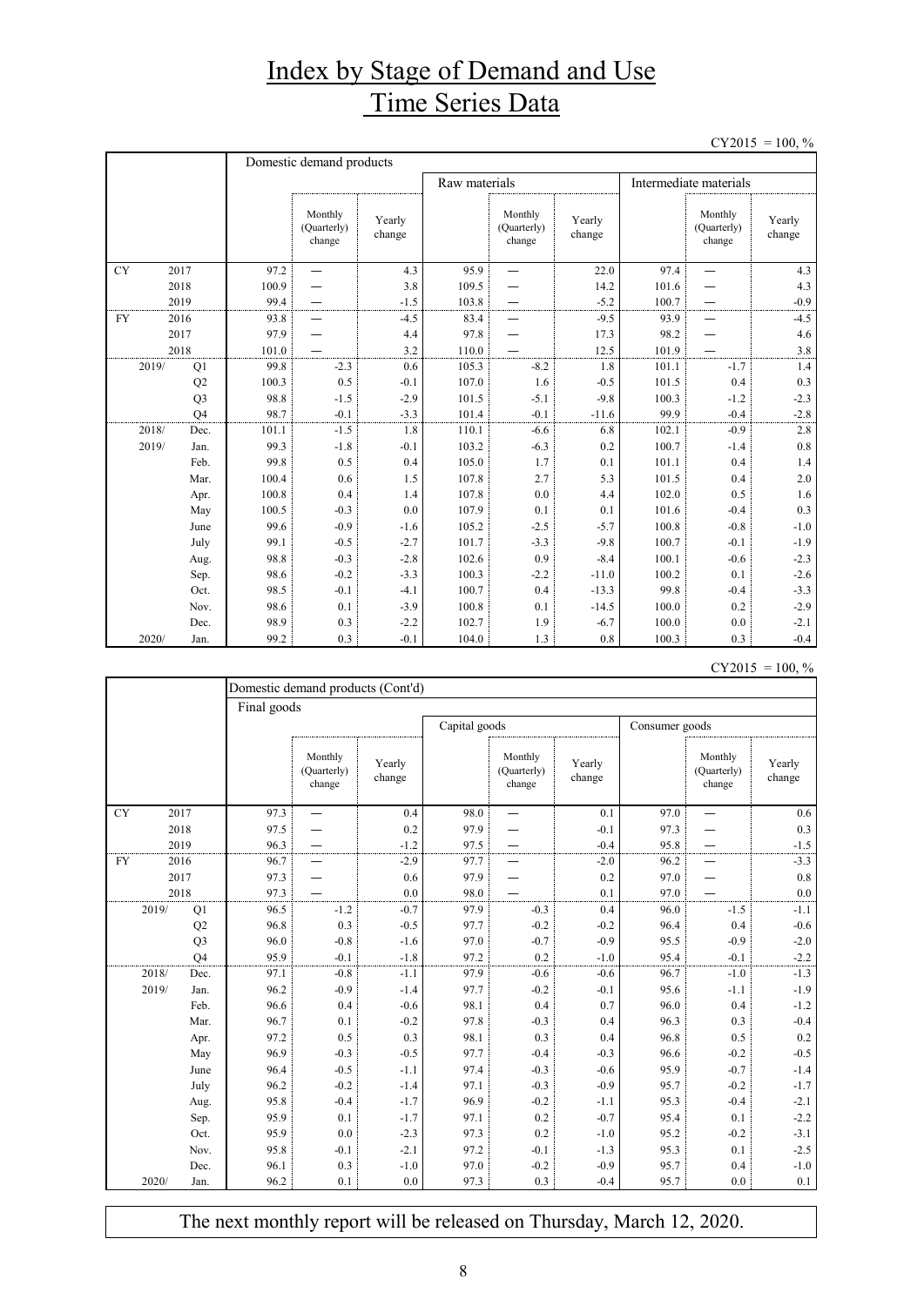# Index by Stage of Demand and Use Time Series Data

CY2015 = 100, %

| | | Domestic demand products | | | | | | | | |
|---|---|---|---|---|---|---|---|---|---|---|
| | | | | | Raw materials | | | Intermediate materials | | |
| | | | Monthly (Quarterly) change | Yearly change | | Monthly (Quarterly) change | Yearly change | | Monthly (Quarterly) change | Yearly change |
| CY | 2017 | 97.2 | ― | 4.3 | 95.9 | ― | 22.0 | 97.4 | ― | 4.3 |
| | 2018 | 100.9 | ― | 3.8 | 109.5 | ― | 14.2 | 101.6 | ― | 4.3 |
| | 2019 | 99.4 | ― | -1.5 | 103.8 | ― | -5.2 | 100.7 | ― | -0.9 |
| FY | 2016 | 93.8 | ― | -4.5 | 83.4 | ― | -9.5 | 93.9 | ― | -4.5 |
| | 2017 | 97.9 | ― | 4.4 | 97.8 | ― | 17.3 | 98.2 | ― | 4.6 |
| | 2018 | 101.0 | ― | 3.2 | 110.0 | ― | 12.5 | 101.9 | ― | 3.8 |
| 2019/ | Q1 | 99.8 | -2.3 | 0.6 | 105.3 | -8.2 | 1.8 | 101.1 | -1.7 | 1.4 |
| | Q2 | 100.3 | 0.5 | -0.1 | 107.0 | 1.6 | -0.5 | 101.5 | 0.4 | 0.3 |
| | Q3 | 98.8 | -1.5 | -2.9 | 101.5 | -5.1 | -9.8 | 100.3 | -1.2 | -2.3 |
| | Q4 | 98.7 | -0.1 | -3.3 | 101.4 | -0.1 | -11.6 | 99.9 | -0.4 | -2.8 |
| 2018/ | Dec. | 101.1 | -1.5 | 1.8 | 110.1 | -6.6 | 6.8 | 102.1 | -0.9 | 2.8 |
| 2019/ | Jan. | 99.3 | -1.8 | -0.1 | 103.2 | -6.3 | 0.2 | 100.7 | -1.4 | 0.8 |
| | Feb. | 99.8 | 0.5 | 0.4 | 105.0 | 1.7 | 0.1 | 101.1 | 0.4 | 1.4 |
| | Mar. | 100.4 | 0.6 | 1.5 | 107.8 | 2.7 | 5.3 | 101.5 | 0.4 | 2.0 |
| | Apr. | 100.8 | 0.4 | 1.4 | 107.8 | 0.0 | 4.4 | 102.0 | 0.5 | 1.6 |
| | May | 100.5 | -0.3 | 0.0 | 107.9 | 0.1 | 0.1 | 101.6 | -0.4 | 0.3 |
| | June | 99.6 | -0.9 | -1.6 | 105.2 | -2.5 | -5.7 | 100.8 | -0.8 | -1.0 |
| | July | 99.1 | -0.5 | -2.7 | 101.7 | -3.3 | -9.8 | 100.7 | -0.1 | -1.9 |
| | Aug. | 98.8 | -0.3 | -2.8 | 102.6 | 0.9 | -8.4 | 100.1 | -0.6 | -2.3 |
| | Sep. | 98.6 | -0.2 | -3.3 | 100.3 | -2.2 | -11.0 | 100.2 | 0.1 | -2.6 |
| | Oct. | 98.5 | -0.1 | -4.1 | 100.7 | 0.4 | -13.3 | 99.8 | -0.4 | -3.3 |
| | Nov. | 98.6 | 0.1 | -3.9 | 100.8 | 0.1 | -14.5 | 100.0 | 0.2 | -2.9 |
| | Dec. | 98.9 | 0.3 | -2.2 | 102.7 | 1.9 | -6.7 | 100.0 | 0.0 | -2.1 |
| 2020/ | Jan. | 99.2 | 0.3 | -0.1 | 104.0 | 1.3 | 0.8 | 100.3 | 0.3 | -0.4 |

CY2015 = 100, %

| | | Domestic demand products (Cont'd) | | | | | | | | |
|---|---|---|---|---|---|---|---|---|---|---|
| | | Final goods | | | | | | | | |
| | | | | | Capital goods | | | Consumer goods | | |
| | | | Monthly (Quarterly) change | Yearly change | | Monthly (Quarterly) change | Yearly change | | Monthly (Quarterly) change | Yearly change |
| CY | 2017 | 97.3 | ― | 0.4 | 98.0 | ― | 0.1 | 97.0 | ― | 0.6 |
| | 2018 | 97.5 | ― | 0.2 | 97.9 | ― | -0.1 | 97.3 | ― | 0.3 |
| | 2019 | 96.3 | ― | -1.2 | 97.5 | ― | -0.4 | 95.8 | ― | -1.5 |
| FY | 2016 | 96.7 | ― | -2.9 | 97.7 | ― | -2.0 | 96.2 | ― | -3.3 |
| | 2017 | 97.3 | ― | 0.6 | 97.9 | ― | 0.2 | 97.0 | ― | 0.8 |
| | 2018 | 97.3 | ― | 0.0 | 98.0 | ― | 0.1 | 97.0 | ― | 0.0 |
| 2019/ | Q1 | 96.5 | -1.2 | -0.7 | 97.9 | -0.3 | 0.4 | 96.0 | -1.5 | -1.1 |
| | Q2 | 96.8 | 0.3 | -0.5 | 97.7 | -0.2 | -0.2 | 96.4 | 0.4 | -0.6 |
| | Q3 | 96.0 | -0.8 | -1.6 | 97.0 | -0.7 | -0.9 | 95.5 | -0.9 | -2.0 |
| | Q4 | 95.9 | -0.1 | -1.8 | 97.2 | 0.2 | -1.0 | 95.4 | -0.1 | -2.2 |
| 2018/ | Dec. | 97.1 | -0.8 | -1.1 | 97.9 | -0.6 | -0.6 | 96.7 | -1.0 | -1.3 |
| 2019/ | Jan. | 96.2 | -0.9 | -1.4 | 97.7 | -0.2 | -0.1 | 95.6 | -1.1 | -1.9 |
| | Feb. | 96.6 | 0.4 | -0.6 | 98.1 | 0.4 | 0.7 | 96.0 | 0.4 | -1.2 |
| | Mar. | 96.7 | 0.1 | -0.2 | 97.8 | -0.3 | 0.4 | 96.3 | 0.3 | -0.4 |
| | Apr. | 97.2 | 0.5 | 0.3 | 98.1 | 0.3 | 0.4 | 96.8 | 0.5 | 0.2 |
| | May | 96.9 | -0.3 | -0.5 | 97.7 | -0.4 | -0.3 | 96.6 | -0.2 | -0.5 |
| | June | 96.4 | -0.5 | -1.1 | 97.4 | -0.3 | -0.6 | 95.9 | -0.7 | -1.4 |
| | July | 96.2 | -0.2 | -1.4 | 97.1 | -0.3 | -0.9 | 95.7 | -0.2 | -1.7 |
| | Aug. | 95.8 | -0.4 | -1.7 | 96.9 | -0.2 | -1.1 | 95.3 | -0.4 | -2.1 |
| | Sep. | 95.9 | 0.1 | -1.7 | 97.1 | 0.2 | -0.7 | 95.4 | 0.1 | -2.2 |
| | Oct. | 95.9 | 0.0 | -2.3 | 97.3 | 0.2 | -1.0 | 95.2 | -0.2 | -3.1 |
| | Nov. | 95.8 | -0.1 | -2.1 | 97.2 | -0.1 | -1.3 | 95.3 | 0.1 | -2.5 |
| | Dec. | 96.1 | 0.3 | -1.0 | 97.0 | -0.2 | -0.9 | 95.7 | 0.4 | -1.0 |
| 2020/ | Jan. | 96.2 | 0.1 | 0.0 | 97.3 | 0.3 | -0.4 | 95.7 | 0.0 | 0.1 |

The next monthly report will be released on Thursday, March 12, 2020.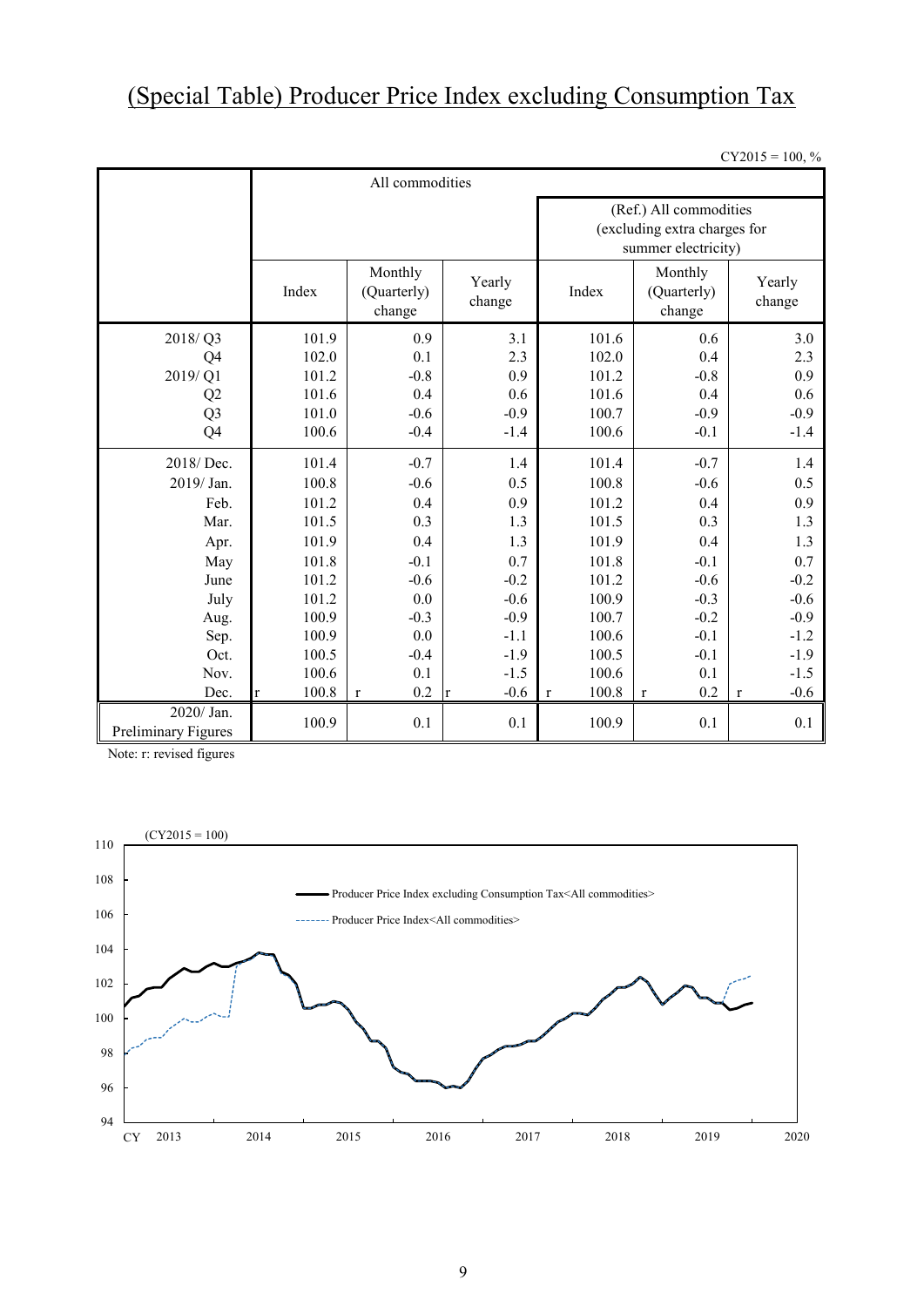# (Special Table) Producer Price Index excluding Consumption Tax

CY2015 = 100, %

| | All commodities | | | | | |
|---|---|---|---|---|---|---|
| | | | | (Ref.) All commodities (excluding extra charges for summer electricity) | | |
| | Index | Monthly (Quarterly) change | Yearly change | Index | Monthly (Quarterly) change | Yearly change |
| 2018/ Q3 | 101.9 | 0.9 | 3.1 | 101.6 | 0.6 | 3.0 |
| Q4 | 102.0 | 0.1 | 2.3 | 102.0 | 0.4 | 2.3 |
| 2019/ Q1 | 101.2 | -0.8 | 0.9 | 101.2 | -0.8 | 0.9 |
| Q2 | 101.6 | 0.4 | 0.6 | 101.6 | 0.4 | 0.6 |
| Q3 | 101.0 | -0.6 | -0.9 | 100.7 | -0.9 | -0.9 |
| Q4 | 100.6 | -0.4 | -1.4 | 100.6 | -0.1 | -1.4 |
| 2018/ Dec. | 101.4 | -0.7 | 1.4 | 101.4 | -0.7 | 1.4 |
| 2019/ Jan. | 100.8 | -0.6 | 0.5 | 100.8 | -0.6 | 0.5 |
| Feb. | 101.2 | 0.4 | 0.9 | 101.2 | 0.4 | 0.9 |
| Mar. | 101.5 | 0.3 | 1.3 | 101.5 | 0.3 | 1.3 |
| Apr. | 101.9 | 0.4 | 1.3 | 101.9 | 0.4 | 1.3 |
| May | 101.8 | -0.1 | 0.7 | 101.8 | -0.1 | 0.7 |
| June | 101.2 | -0.6 | -0.2 | 101.2 | -0.6 | -0.2 |
| July | 101.2 | 0.0 | -0.6 | 100.9 | -0.3 | -0.6 |
| Aug. | 100.9 | -0.3 | -0.9 | 100.7 | -0.2 | -0.9 |
| Sep. | 100.9 | 0.0 | -1.1 | 100.6 | -0.1 | -1.2 |
| Oct. | 100.5 | -0.4 | -1.9 | 100.5 | -0.1 | -1.9 |
| Nov. | 100.6 | 0.1 | -1.5 | 100.6 | 0.1 | -1.5 |
| Dec. | r 100.8 | r 0.2 | r -0.6 | r 100.8 | r 0.2 | r -0.6 |
| 2020/ Jan. Preliminary Figures | 100.9 | 0.1 | 0.1 | 100.9 | 0.1 | 0.1 |

Note: r: revised figures

(CY2015 = 100)

Producer Price Index excluding Consumption Tax<All commodities>

Producer Price Index<All commodities>

CY 2013 2014 2015 2016 2017 2018 2019 2020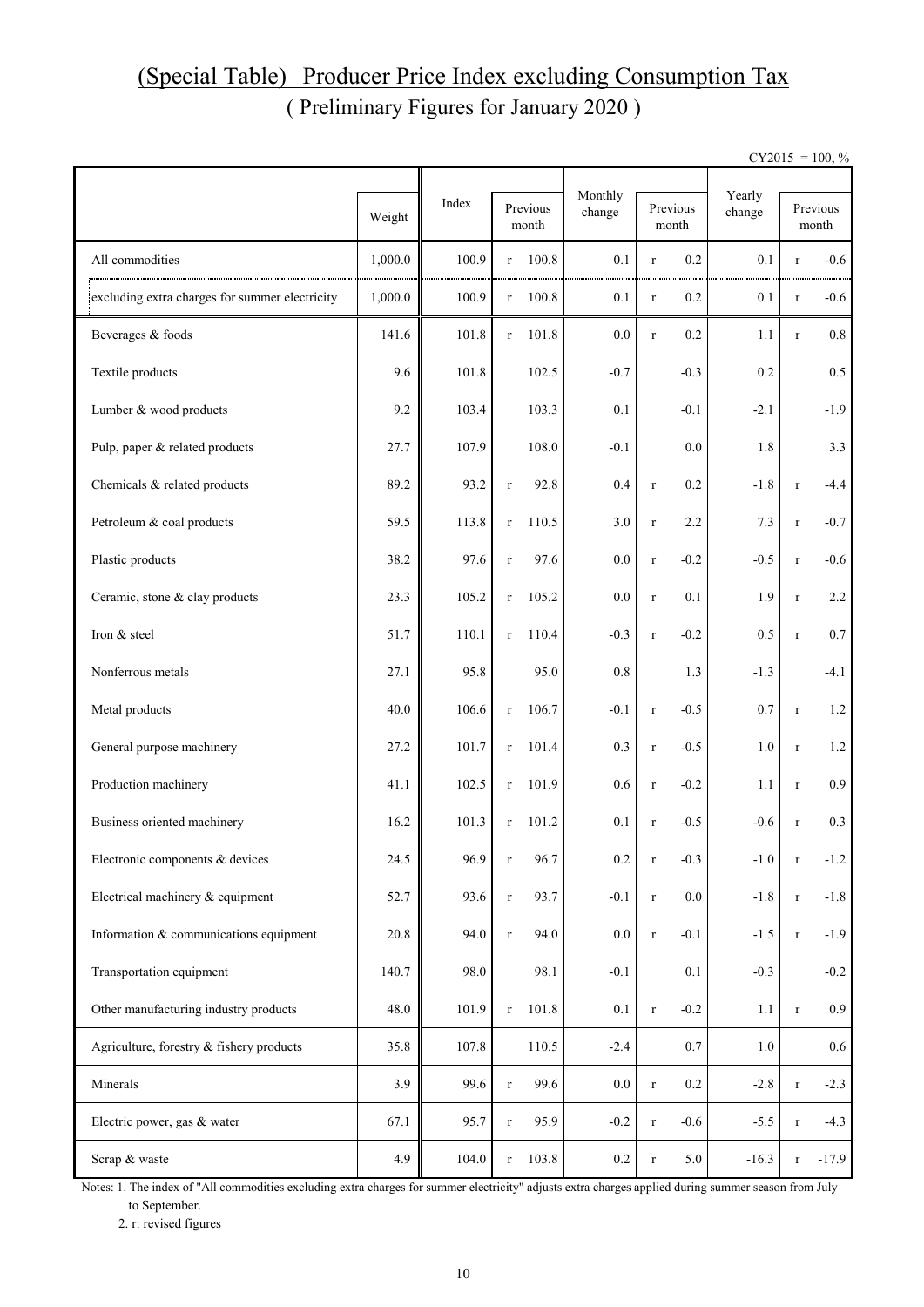# (Special Table) Producer Price Index excluding Consumption Tax

## ( Preliminary Figures for January 2020 )

CY2015 = 100, %

| | Weight | Index | Previous month | Monthly change | Previous month | Yearly change | Previous month |
|---|---|---|---|---|---|---|---|
| All commodities | 1,000.0 | 100.9 | r 100.8 | 0.1 | r 0.2 | 0.1 | r -0.6 |
| excluding extra charges for summer electricity | 1,000.0 | 100.9 | r 100.8 | 0.1 | r 0.2 | 0.1 | r -0.6 |
| Beverages & foods | 141.6 | 101.8 | r 101.8 | 0.0 | r 0.2 | 1.1 | r 0.8 |
| Textile products | 9.6 | 101.8 | 102.5 | -0.7 | -0.3 | 0.2 | 0.5 |
| Lumber & wood products | 9.2 | 103.4 | 103.3 | 0.1 | -0.1 | -2.1 | -1.9 |
| Pulp, paper & related products | 27.7 | 107.9 | 108.0 | -0.1 | 0.0 | 1.8 | 3.3 |
| Chemicals & related products | 89.2 | 93.2 | r 92.8 | 0.4 | r 0.2 | -1.8 | r -4.4 |
| Petroleum & coal products | 59.5 | 113.8 | r 110.5 | 3.0 | r 2.2 | 7.3 | r -0.7 |
| Plastic products | 38.2 | 97.6 | r 97.6 | 0.0 | r -0.2 | -0.5 | r -0.6 |
| Ceramic, stone & clay products | 23.3 | 105.2 | r 105.2 | 0.0 | r 0.1 | 1.9 | r 2.2 |
| Iron & steel | 51.7 | 110.1 | r 110.4 | -0.3 | r -0.2 | 0.5 | r 0.7 |
| Nonferrous metals | 27.1 | 95.8 | 95.0 | 0.8 | 1.3 | -1.3 | -4.1 |
| Metal products | 40.0 | 106.6 | r 106.7 | -0.1 | r -0.5 | 0.7 | r 1.2 |
| General purpose machinery | 27.2 | 101.7 | r 101.4 | 0.3 | r -0.5 | 1.0 | r 1.2 |
| Production machinery | 41.1 | 102.5 | r 101.9 | 0.6 | r -0.2 | 1.1 | r 0.9 |
| Business oriented machinery | 16.2 | 101.3 | r 101.2 | 0.1 | r -0.5 | -0.6 | r 0.3 |
| Electronic components & devices | 24.5 | 96.9 | r 96.7 | 0.2 | r -0.3 | -1.0 | r -1.2 |
| Electrical machinery & equipment | 52.7 | 93.6 | r 93.7 | -0.1 | r 0.0 | -1.8 | r -1.8 |
| Information & communications equipment | 20.8 | 94.0 | r 94.0 | 0.0 | r -0.1 | -1.5 | r -1.9 |
| Transportation equipment | 140.7 | 98.0 | 98.1 | -0.1 | 0.1 | -0.3 | -0.2 |
| Other manufacturing industry products | 48.0 | 101.9 | r 101.8 | 0.1 | r -0.2 | 1.1 | r 0.9 |
| Agriculture, forestry & fishery products | 35.8 | 107.8 | 110.5 | -2.4 | 0.7 | 1.0 | 0.6 |
| Minerals | 3.9 | 99.6 | r 99.6 | 0.0 | r 0.2 | -2.8 | r -2.3 |
| Electric power, gas & water | 67.1 | 95.7 | r 95.9 | -0.2 | r -0.6 | -5.5 | r -4.3 |
| Scrap & waste | 4.9 | 104.0 | r 103.8 | 0.2 | r 5.0 | -16.3 | r -17.9 |

Notes: 1. The index of "All commodities excluding extra charges for summer electricity" adjusts extra charges applied during summer season from July to September.

2. r: revised figures